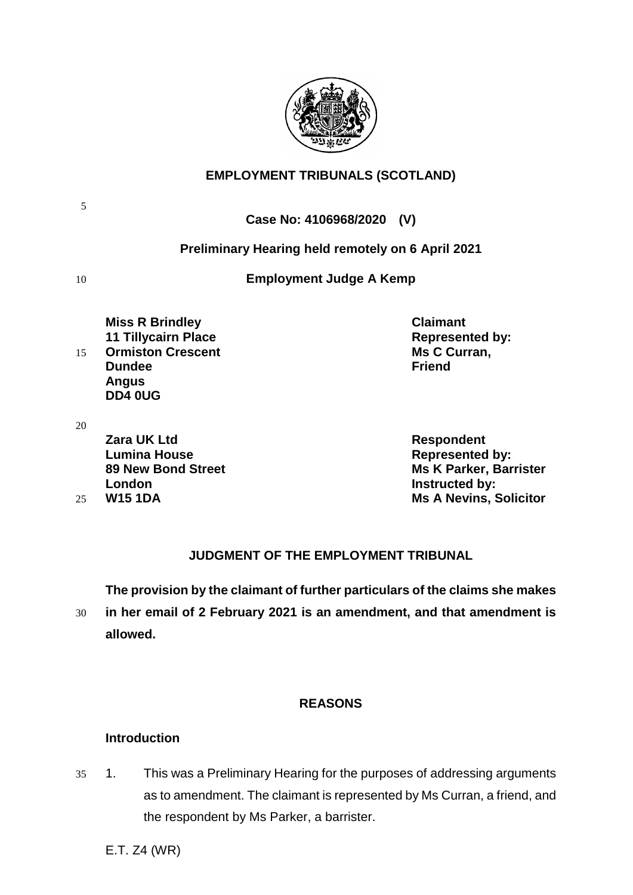# EMPLOYMENT TRIBUNALS (SCOTLAND)

**Case No: 4106968/2020 (V)**

**Preliminary Hearing held remotely on 6 April 2021**

**Employment Judge A Kemp**

| | |
|---|---|
| **Miss R Brindley**<br>**11 Tillycairn Place**<br>**Ormiston Crescent**<br>**Dundee**<br>**Angus**<br>**DD4 0UG** | **Claimant**<br>**Represented by:**<br>**Ms C Curran,**<br>**Friend** |
| **Zara UK Ltd**<br>**Lumina House**<br>**89 New Bond Street**<br>**London**<br>**W15 1DA** | **Respondent**<br>**Represented by:**<br>**Ms K Parker, Barrister**<br>**Instructed by:**<br>**Ms A Nevins, Solicitor** |

## JUDGMENT OF THE EMPLOYMENT TRIBUNAL

**The provision by the claimant of further particulars of the claims she makes in her email of 2 February 2021 is an amendment, and that amendment is allowed.**

## REASONS

### Introduction

1. This was a Preliminary Hearing for the purposes of addressing arguments as to amendment. The claimant is represented by Ms Curran, a friend, and the respondent by Ms Parker, a barrister.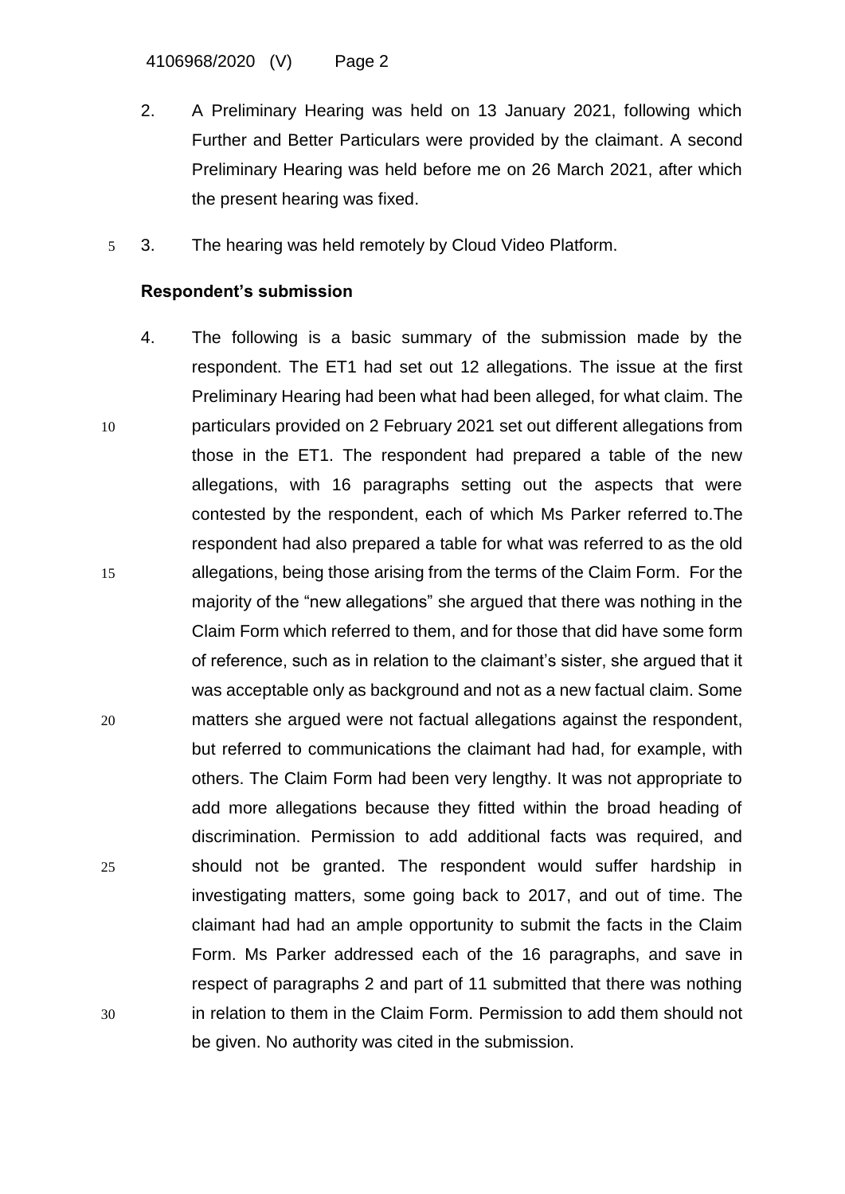2. A Preliminary Hearing was held on 13 January 2021, following which Further and Better Particulars were provided by the claimant. A second Preliminary Hearing was held before me on 26 March 2021, after which the present hearing was fixed.

3. The hearing was held remotely by Cloud Video Platform.

**Respondent's submission**

4. The following is a basic summary of the submission made by the respondent. The ET1 had set out 12 allegations. The issue at the first Preliminary Hearing had been what had been alleged, for what claim. The particulars provided on 2 February 2021 set out different allegations from those in the ET1. The respondent had prepared a table of the new allegations, with 16 paragraphs setting out the aspects that were contested by the respondent, each of which Ms Parker referred to.The respondent had also prepared a table for what was referred to as the old allegations, being those arising from the terms of the Claim Form. For the majority of the "new allegations" she argued that there was nothing in the Claim Form which referred to them, and for those that did have some form of reference, such as in relation to the claimant's sister, she argued that it was acceptable only as background and not as a new factual claim. Some matters she argued were not factual allegations against the respondent, but referred to communications the claimant had had, for example, with others. The Claim Form had been very lengthy. It was not appropriate to add more allegations because they fitted within the broad heading of discrimination. Permission to add additional facts was required, and should not be granted. The respondent would suffer hardship in investigating matters, some going back to 2017, and out of time. The claimant had had an ample opportunity to submit the facts in the Claim Form. Ms Parker addressed each of the 16 paragraphs, and save in respect of paragraphs 2 and part of 11 submitted that there was nothing in relation to them in the Claim Form. Permission to add them should not be given. No authority was cited in the submission.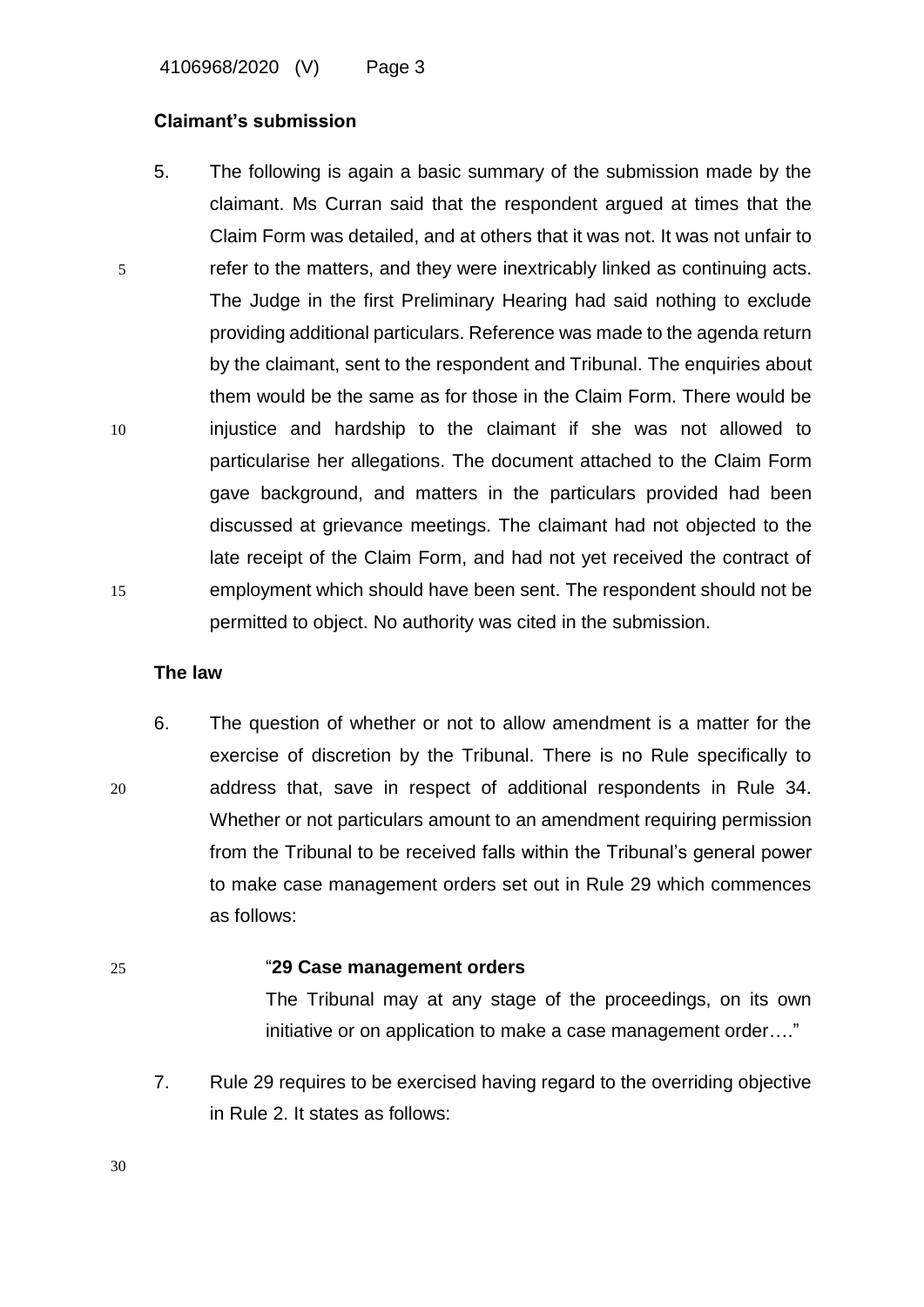**Claimant's submission**

5. The following is again a basic summary of the submission made by the claimant. Ms Curran said that the respondent argued at times that the Claim Form was detailed, and at others that it was not. It was not unfair to refer to the matters, and they were inextricably linked as continuing acts. The Judge in the first Preliminary Hearing had said nothing to exclude providing additional particulars. Reference was made to the agenda return by the claimant, sent to the respondent and Tribunal. The enquiries about them would be the same as for those in the Claim Form. There would be injustice and hardship to the claimant if she was not allowed to particularise her allegations. The document attached to the Claim Form gave background, and matters in the particulars provided had been discussed at grievance meetings. The claimant had not objected to the late receipt of the Claim Form, and had not yet received the contract of employment which should have been sent. The respondent should not be permitted to object. No authority was cited in the submission.

**The law**

6. The question of whether or not to allow amendment is a matter for the exercise of discretion by the Tribunal. There is no Rule specifically to address that, save in respect of additional respondents in Rule 34. Whether or not particulars amount to an amendment requiring permission from the Tribunal to be received falls within the Tribunal's general power to make case management orders set out in Rule 29 which commences as follows:

> "**29 Case management orders**
>
> The Tribunal may at any stage of the proceedings, on its own initiative or on application to make a case management order…."

7. Rule 29 requires to be exercised having regard to the overriding objective in Rule 2. It states as follows: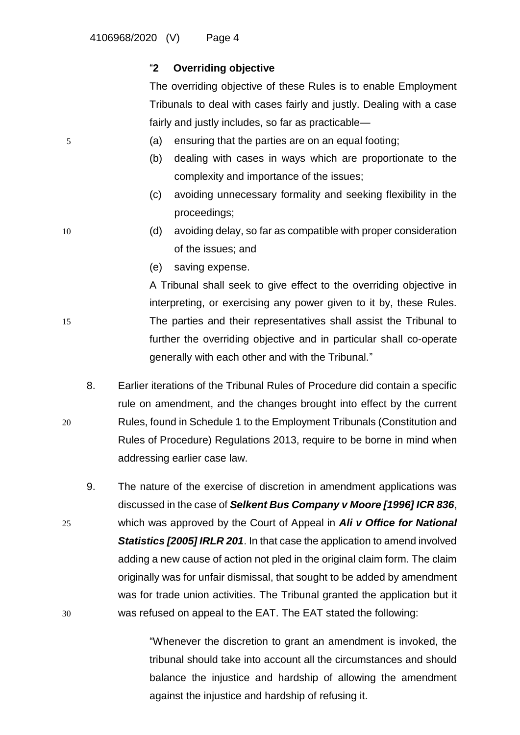"**2 Overriding objective**

The overriding objective of these Rules is to enable Employment Tribunals to deal with cases fairly and justly. Dealing with a case fairly and justly includes, so far as practicable—

(a) ensuring that the parties are on an equal footing;

(b) dealing with cases in ways which are proportionate to the complexity and importance of the issues;

(c) avoiding unnecessary formality and seeking flexibility in the proceedings;

(d) avoiding delay, so far as compatible with proper consideration of the issues; and

(e) saving expense.

A Tribunal shall seek to give effect to the overriding objective in interpreting, or exercising any power given to it by, these Rules. The parties and their representatives shall assist the Tribunal to further the overriding objective and in particular shall co-operate generally with each other and with the Tribunal."

8. Earlier iterations of the Tribunal Rules of Procedure did contain a specific rule on amendment, and the changes brought into effect by the current Rules, found in Schedule 1 to the Employment Tribunals (Constitution and Rules of Procedure) Regulations 2013, require to be borne in mind when addressing earlier case law.

9. The nature of the exercise of discretion in amendment applications was discussed in the case of ***Selkent Bus Company v Moore [1996] ICR 836***, which was approved by the Court of Appeal in ***Ali v Office for National Statistics [2005] IRLR 201***. In that case the application to amend involved adding a new cause of action not pled in the original claim form. The claim originally was for unfair dismissal, that sought to be added by amendment was for trade union activities. The Tribunal granted the application but it was refused on appeal to the EAT. The EAT stated the following:

"Whenever the discretion to grant an amendment is invoked, the tribunal should take into account all the circumstances and should balance the injustice and hardship of allowing the amendment against the injustice and hardship of refusing it.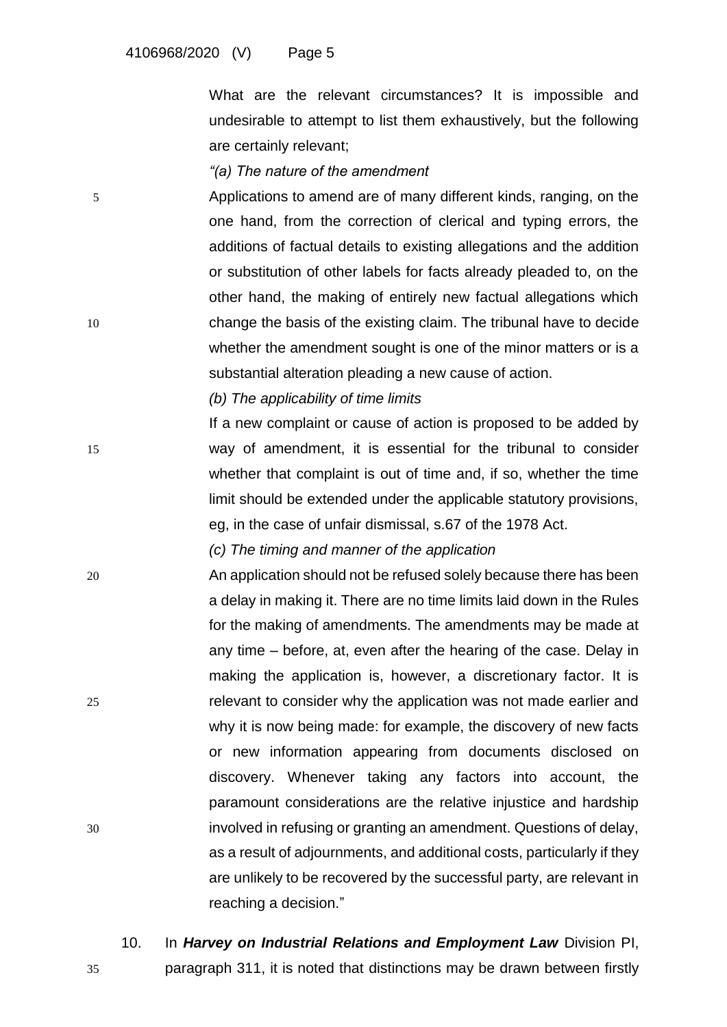What are the relevant circumstances? It is impossible and undesirable to attempt to list them exhaustively, but the following are certainly relevant;

*"(a) The nature of the amendment*

Applications to amend are of many different kinds, ranging, on the one hand, from the correction of clerical and typing errors, the additions of factual details to existing allegations and the addition or substitution of other labels for facts already pleaded to, on the other hand, the making of entirely new factual allegations which change the basis of the existing claim. The tribunal have to decide whether the amendment sought is one of the minor matters or is a substantial alteration pleading a new cause of action.

*(b) The applicability of time limits*

If a new complaint or cause of action is proposed to be added by way of amendment, it is essential for the tribunal to consider whether that complaint is out of time and, if so, whether the time limit should be extended under the applicable statutory provisions, eg, in the case of unfair dismissal, s.67 of the 1978 Act.

*(c) The timing and manner of the application*

An application should not be refused solely because there has been a delay in making it. There are no time limits laid down in the Rules for the making of amendments. The amendments may be made at any time – before, at, even after the hearing of the case. Delay in making the application is, however, a discretionary factor. It is relevant to consider why the application was not made earlier and why it is now being made: for example, the discovery of new facts or new information appearing from documents disclosed on discovery. Whenever taking any factors into account, the paramount considerations are the relative injustice and hardship involved in refusing or granting an amendment. Questions of delay, as a result of adjournments, and additional costs, particularly if they are unlikely to be recovered by the successful party, are relevant in reaching a decision."

10. In ***Harvey on Industrial Relations and Employment Law*** Division PI, paragraph 311, it is noted that distinctions may be drawn between firstly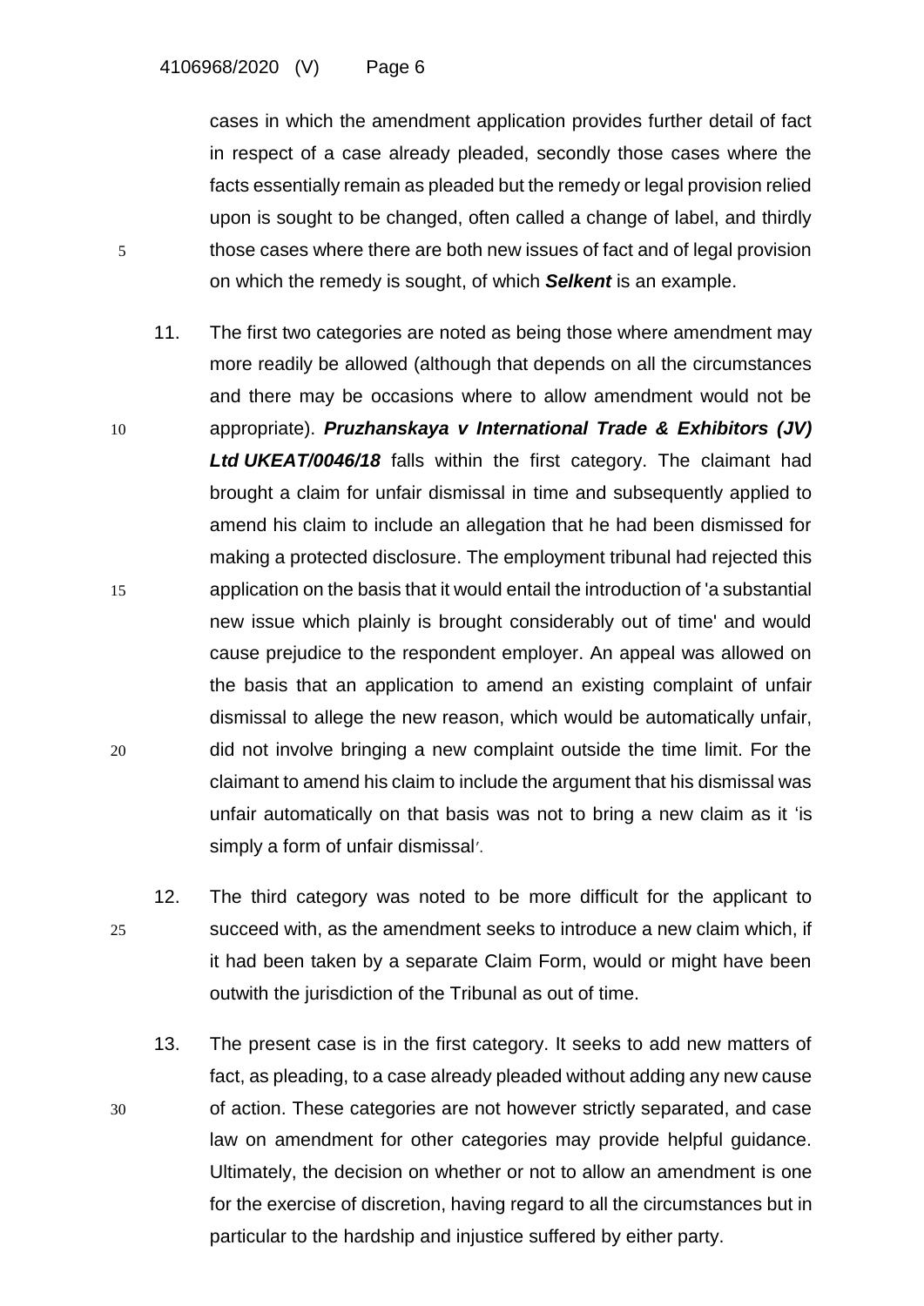cases in which the amendment application provides further detail of fact in respect of a case already pleaded, secondly those cases where the facts essentially remain as pleaded but the remedy or legal provision relied upon is sought to be changed, often called a change of label, and thirdly those cases where there are both new issues of fact and of legal provision on which the remedy is sought, of which ***Selkent*** is an example.

11. The first two categories are noted as being those where amendment may more readily be allowed (although that depends on all the circumstances and there may be occasions where to allow amendment would not be appropriate). ***Pruzhanskaya v International Trade & Exhibitors (JV) Ltd UKEAT/0046/18*** falls within the first category. The claimant had brought a claim for unfair dismissal in time and subsequently applied to amend his claim to include an allegation that he had been dismissed for making a protected disclosure. The employment tribunal had rejected this application on the basis that it would entail the introduction of 'a substantial new issue which plainly is brought considerably out of time' and would cause prejudice to the respondent employer. An appeal was allowed on the basis that an application to amend an existing complaint of unfair dismissal to allege the new reason, which would be automatically unfair, did not involve bringing a new complaint outside the time limit. For the claimant to amend his claim to include the argument that his dismissal was unfair automatically on that basis was not to bring a new claim as it 'is simply a form of unfair dismissal'.

12. The third category was noted to be more difficult for the applicant to succeed with, as the amendment seeks to introduce a new claim which, if it had been taken by a separate Claim Form, would or might have been outwith the jurisdiction of the Tribunal as out of time.

13. The present case is in the first category. It seeks to add new matters of fact, as pleading, to a case already pleaded without adding any new cause of action. These categories are not however strictly separated, and case law on amendment for other categories may provide helpful guidance. Ultimately, the decision on whether or not to allow an amendment is one for the exercise of discretion, having regard to all the circumstances but in particular to the hardship and injustice suffered by either party.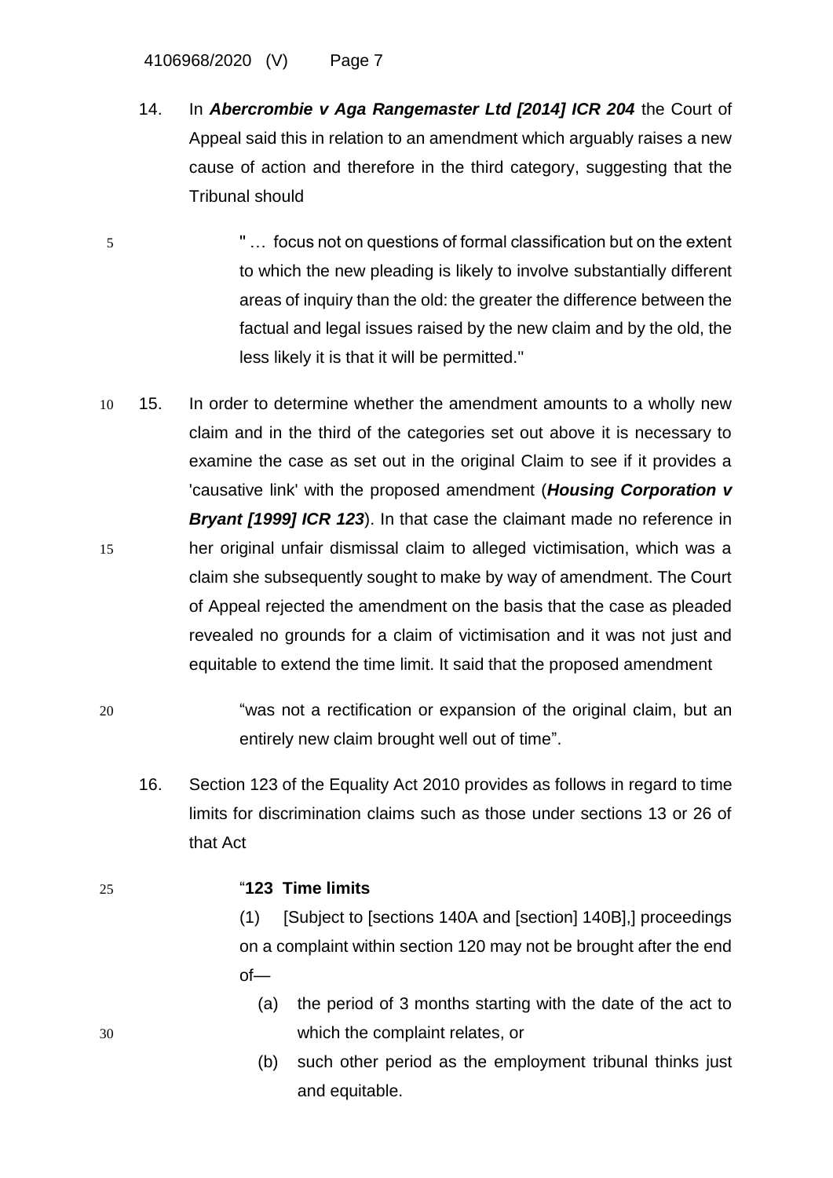14. In ***Abercrombie v Aga Rangemaster Ltd [2014] ICR 204*** the Court of Appeal said this in relation to an amendment which arguably raises a new cause of action and therefore in the third category, suggesting that the Tribunal should

> " … focus not on questions of formal classification but on the extent to which the new pleading is likely to involve substantially different areas of inquiry than the old: the greater the difference between the factual and legal issues raised by the new claim and by the old, the less likely it is that it will be permitted."

15. In order to determine whether the amendment amounts to a wholly new claim and in the third of the categories set out above it is necessary to examine the case as set out in the original Claim to see if it provides a 'causative link' with the proposed amendment (***Housing Corporation v Bryant [1999] ICR 123***). In that case the claimant made no reference in her original unfair dismissal claim to alleged victimisation, which was a claim she subsequently sought to make by way of amendment. The Court of Appeal rejected the amendment on the basis that the case as pleaded revealed no grounds for a claim of victimisation and it was not just and equitable to extend the time limit. It said that the proposed amendment

> "was not a rectification or expansion of the original claim, but an entirely new claim brought well out of time".

16. Section 123 of the Equality Act 2010 provides as follows in regard to time limits for discrimination claims such as those under sections 13 or 26 of that Act

> "**123 Time limits**
>
> (1) [Subject to [sections 140A and [section] 140B],] proceedings on a complaint within section 120 may not be brought after the end of—
>
> (a) the period of 3 months starting with the date of the act to which the complaint relates, or
>
> (b) such other period as the employment tribunal thinks just and equitable.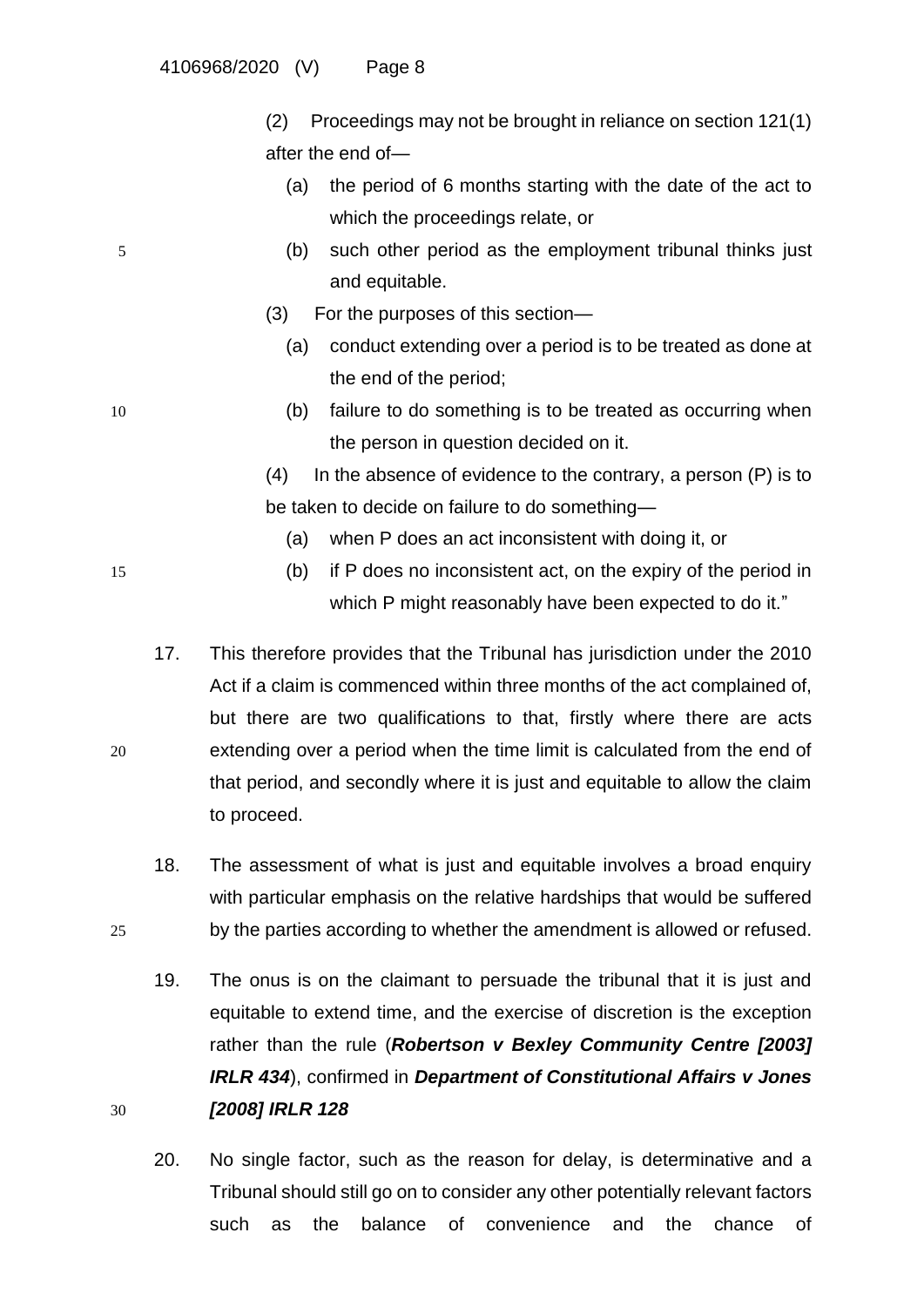(2) Proceedings may not be brought in reliance on section 121(1) after the end of—

(a) the period of 6 months starting with the date of the act to which the proceedings relate, or

(b) such other period as the employment tribunal thinks just and equitable.

(3) For the purposes of this section—

(a) conduct extending over a period is to be treated as done at the end of the period;

(b) failure to do something is to be treated as occurring when the person in question decided on it.

(4) In the absence of evidence to the contrary, a person (P) is to be taken to decide on failure to do something—

(a) when P does an act inconsistent with doing it, or

(b) if P does no inconsistent act, on the expiry of the period in which P might reasonably have been expected to do it."

17. This therefore provides that the Tribunal has jurisdiction under the 2010 Act if a claim is commenced within three months of the act complained of, but there are two qualifications to that, firstly where there are acts extending over a period when the time limit is calculated from the end of that period, and secondly where it is just and equitable to allow the claim to proceed.

18. The assessment of what is just and equitable involves a broad enquiry with particular emphasis on the relative hardships that would be suffered by the parties according to whether the amendment is allowed or refused.

19. The onus is on the claimant to persuade the tribunal that it is just and equitable to extend time, and the exercise of discretion is the exception rather than the rule (***Robertson v Bexley Community Centre [2003] IRLR 434***), confirmed in ***Department of Constitutional Affairs v Jones [2008] IRLR 128***

20. No single factor, such as the reason for delay, is determinative and a Tribunal should still go on to consider any other potentially relevant factors such as the balance of convenience and the chance of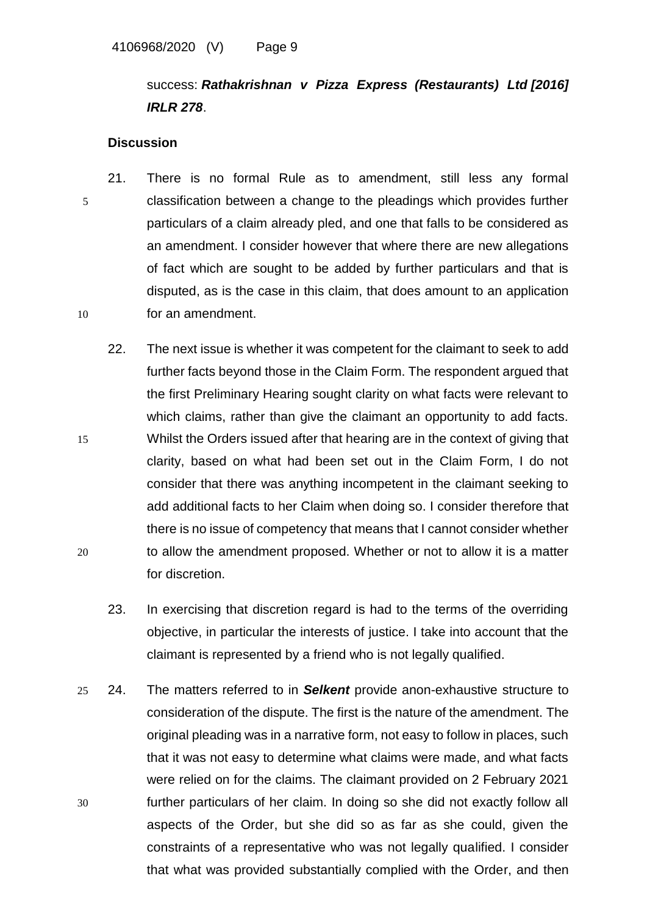success: ***Rathakrishnan v Pizza Express (Restaurants) Ltd [2016] IRLR 278***.

**Discussion**

21. There is no formal Rule as to amendment, still less any formal classification between a change to the pleadings which provides further particulars of a claim already pled, and one that falls to be considered as an amendment. I consider however that where there are new allegations of fact which are sought to be added by further particulars and that is disputed, as is the case in this claim, that does amount to an application for an amendment.

22. The next issue is whether it was competent for the claimant to seek to add further facts beyond those in the Claim Form. The respondent argued that the first Preliminary Hearing sought clarity on what facts were relevant to which claims, rather than give the claimant an opportunity to add facts. Whilst the Orders issued after that hearing are in the context of giving that clarity, based on what had been set out in the Claim Form, I do not consider that there was anything incompetent in the claimant seeking to add additional facts to her Claim when doing so. I consider therefore that there is no issue of competency that means that I cannot consider whether to allow the amendment proposed. Whether or not to allow it is a matter for discretion.

23. In exercising that discretion regard is had to the terms of the overriding objective, in particular the interests of justice. I take into account that the claimant is represented by a friend who is not legally qualified.

24. The matters referred to in ***Selkent*** provide anon-exhaustive structure to consideration of the dispute. The first is the nature of the amendment. The original pleading was in a narrative form, not easy to follow in places, such that it was not easy to determine what claims were made, and what facts were relied on for the claims. The claimant provided on 2 February 2021 further particulars of her claim. In doing so she did not exactly follow all aspects of the Order, but she did so as far as she could, given the constraints of a representative who was not legally qualified. I consider that what was provided substantially complied with the Order, and then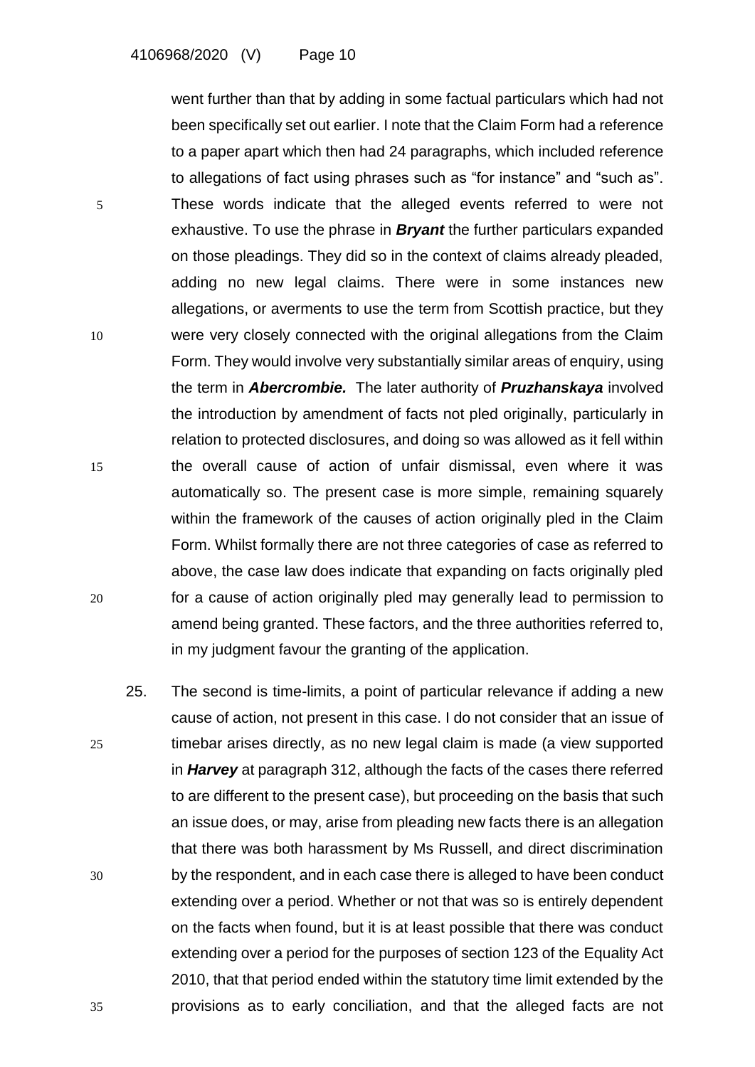went further than that by adding in some factual particulars which had not been specifically set out earlier. I note that the Claim Form had a reference to a paper apart which then had 24 paragraphs, which included reference to allegations of fact using phrases such as "for instance" and "such as". These words indicate that the alleged events referred to were not exhaustive. To use the phrase in ***Bryant*** the further particulars expanded on those pleadings. They did so in the context of claims already pleaded, adding no new legal claims. There were in some instances new allegations, or averments to use the term from Scottish practice, but they were very closely connected with the original allegations from the Claim Form. They would involve very substantially similar areas of enquiry, using the term in ***Abercrombie.*** The later authority of ***Pruzhanskaya*** involved the introduction by amendment of facts not pled originally, particularly in relation to protected disclosures, and doing so was allowed as it fell within the overall cause of action of unfair dismissal, even where it was automatically so. The present case is more simple, remaining squarely within the framework of the causes of action originally pled in the Claim Form. Whilst formally there are not three categories of case as referred to above, the case law does indicate that expanding on facts originally pled for a cause of action originally pled may generally lead to permission to amend being granted. These factors, and the three authorities referred to, in my judgment favour the granting of the application.

25. The second is time-limits, a point of particular relevance if adding a new cause of action, not present in this case. I do not consider that an issue of timebar arises directly, as no new legal claim is made (a view supported in ***Harvey*** at paragraph 312, although the facts of the cases there referred to are different to the present case), but proceeding on the basis that such an issue does, or may, arise from pleading new facts there is an allegation that there was both harassment by Ms Russell, and direct discrimination by the respondent, and in each case there is alleged to have been conduct extending over a period. Whether or not that was so is entirely dependent on the facts when found, but it is at least possible that there was conduct extending over a period for the purposes of section 123 of the Equality Act 2010, that that period ended within the statutory time limit extended by the provisions as to early conciliation, and that the alleged facts are not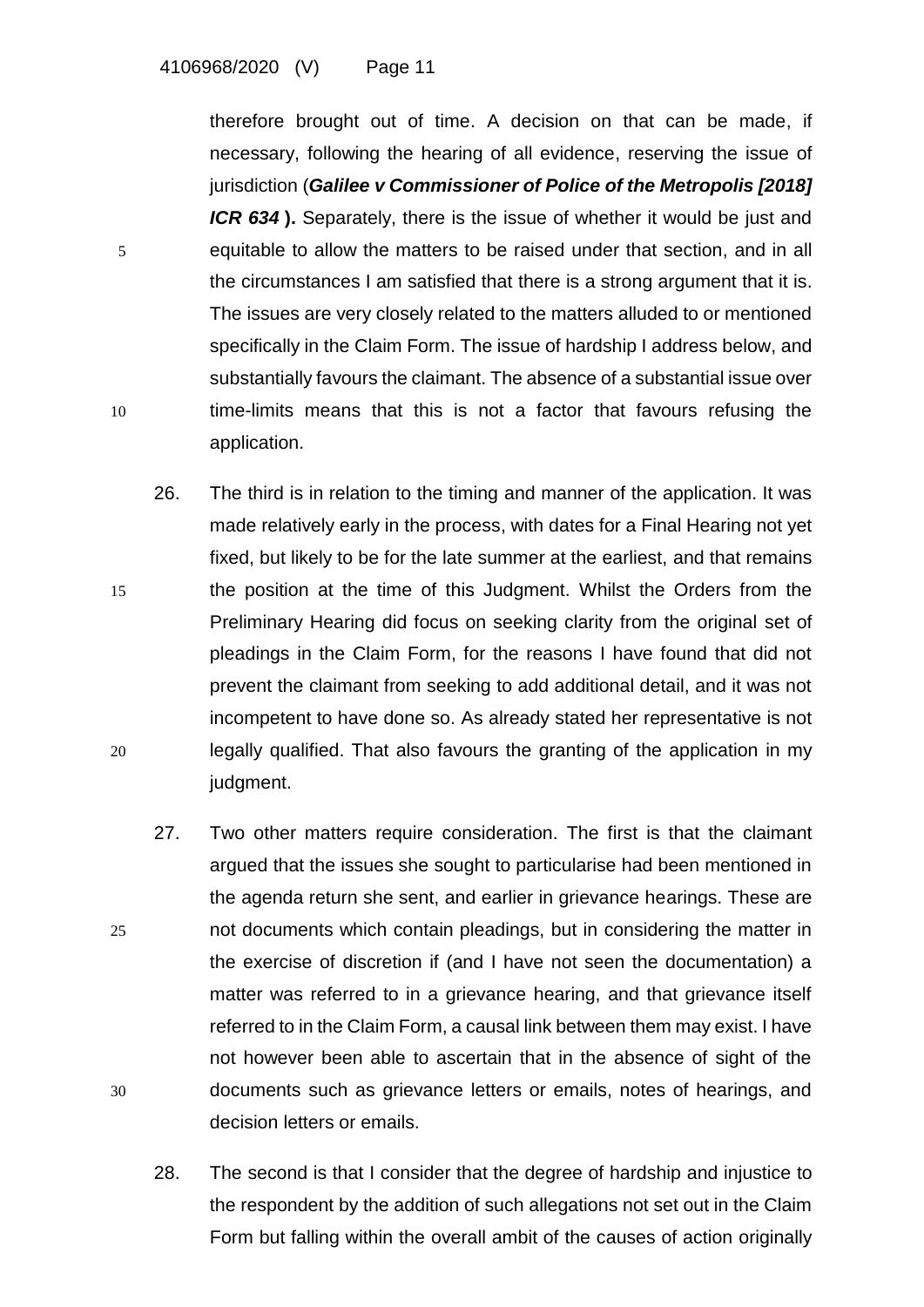therefore brought out of time. A decision on that can be made, if necessary, following the hearing of all evidence, reserving the issue of jurisdiction (***Galilee v Commissioner of Police of the Metropolis [2018] ICR 634*** **).** Separately, there is the issue of whether it would be just and equitable to allow the matters to be raised under that section, and in all the circumstances I am satisfied that there is a strong argument that it is. The issues are very closely related to the matters alluded to or mentioned specifically in the Claim Form. The issue of hardship I address below, and substantially favours the claimant. The absence of a substantial issue over time-limits means that this is not a factor that favours refusing the application.

26. The third is in relation to the timing and manner of the application. It was made relatively early in the process, with dates for a Final Hearing not yet fixed, but likely to be for the late summer at the earliest, and that remains the position at the time of this Judgment. Whilst the Orders from the Preliminary Hearing did focus on seeking clarity from the original set of pleadings in the Claim Form, for the reasons I have found that did not prevent the claimant from seeking to add additional detail, and it was not incompetent to have done so. As already stated her representative is not legally qualified. That also favours the granting of the application in my judgment.

27. Two other matters require consideration. The first is that the claimant argued that the issues she sought to particularise had been mentioned in the agenda return she sent, and earlier in grievance hearings. These are not documents which contain pleadings, but in considering the matter in the exercise of discretion if (and I have not seen the documentation) a matter was referred to in a grievance hearing, and that grievance itself referred to in the Claim Form, a causal link between them may exist. I have not however been able to ascertain that in the absence of sight of the documents such as grievance letters or emails, notes of hearings, and decision letters or emails.

28. The second is that I consider that the degree of hardship and injustice to the respondent by the addition of such allegations not set out in the Claim Form but falling within the overall ambit of the causes of action originally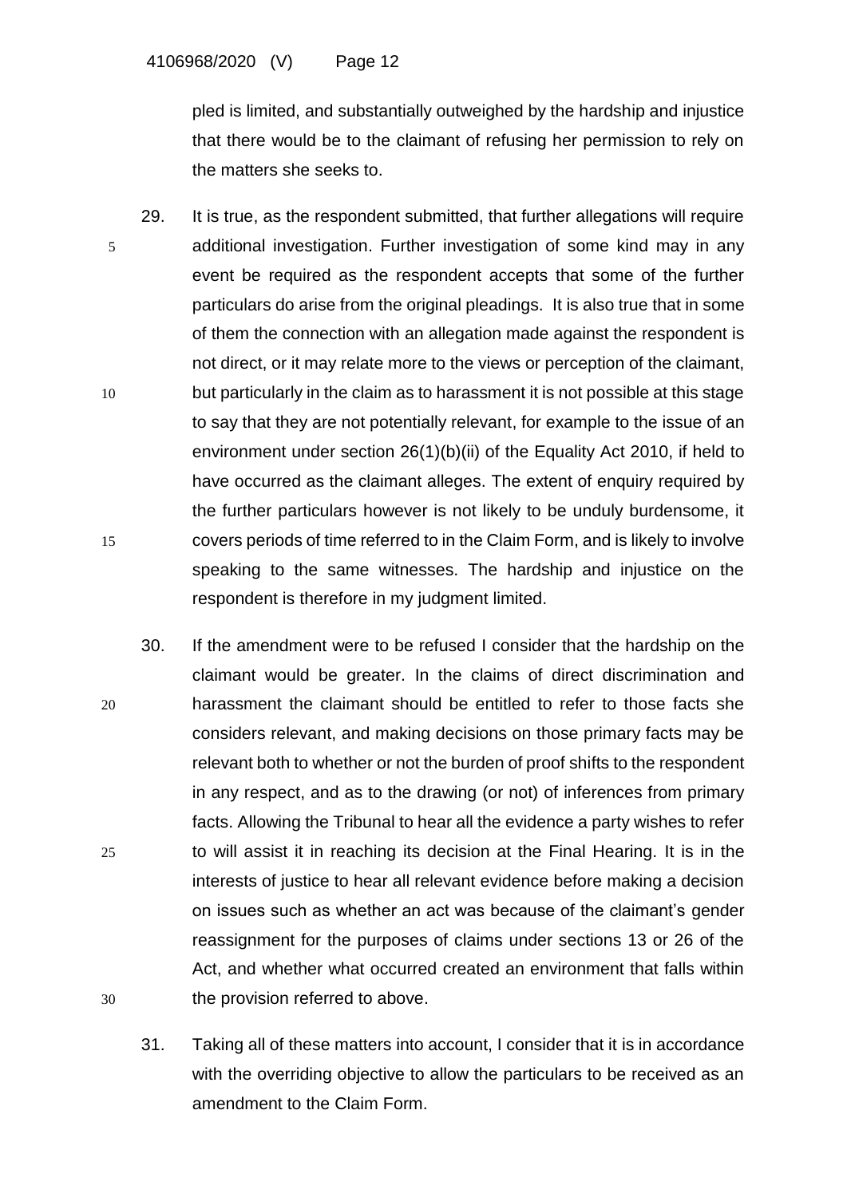pled is limited, and substantially outweighed by the hardship and injustice that there would be to the claimant of refusing her permission to rely on the matters she seeks to.

29. It is true, as the respondent submitted, that further allegations will require additional investigation. Further investigation of some kind may in any event be required as the respondent accepts that some of the further particulars do arise from the original pleadings. It is also true that in some of them the connection with an allegation made against the respondent is not direct, or it may relate more to the views or perception of the claimant, but particularly in the claim as to harassment it is not possible at this stage to say that they are not potentially relevant, for example to the issue of an environment under section 26(1)(b)(ii) of the Equality Act 2010, if held to have occurred as the claimant alleges. The extent of enquiry required by the further particulars however is not likely to be unduly burdensome, it covers periods of time referred to in the Claim Form, and is likely to involve speaking to the same witnesses. The hardship and injustice on the respondent is therefore in my judgment limited.

30. If the amendment were to be refused I consider that the hardship on the claimant would be greater. In the claims of direct discrimination and harassment the claimant should be entitled to refer to those facts she considers relevant, and making decisions on those primary facts may be relevant both to whether or not the burden of proof shifts to the respondent in any respect, and as to the drawing (or not) of inferences from primary facts. Allowing the Tribunal to hear all the evidence a party wishes to refer to will assist it in reaching its decision at the Final Hearing. It is in the interests of justice to hear all relevant evidence before making a decision on issues such as whether an act was because of the claimant's gender reassignment for the purposes of claims under sections 13 or 26 of the Act, and whether what occurred created an environment that falls within the provision referred to above.

31. Taking all of these matters into account, I consider that it is in accordance with the overriding objective to allow the particulars to be received as an amendment to the Claim Form.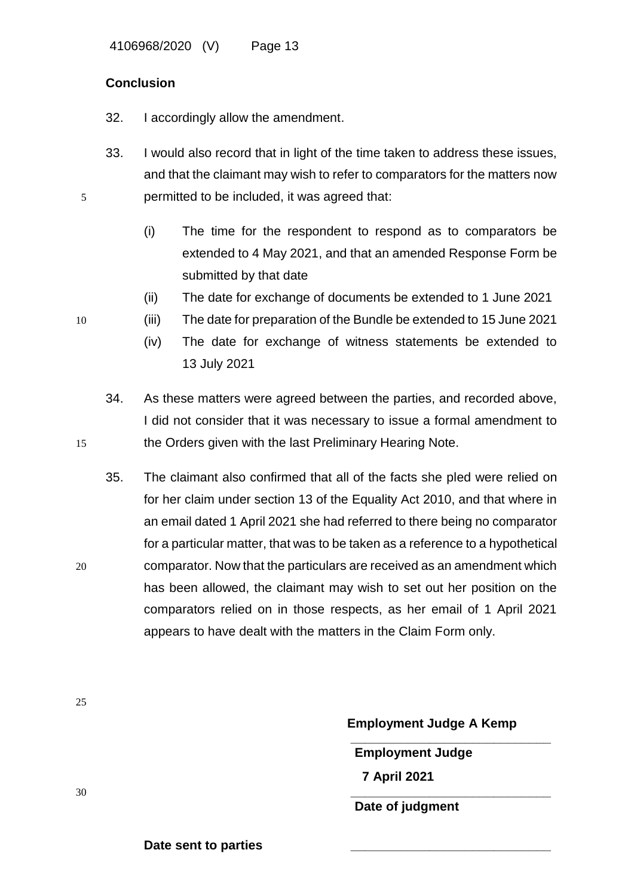## Conclusion

32. I accordingly allow the amendment.

33. I would also record that in light of the time taken to address these issues, and that the claimant may wish to refer to comparators for the matters now permitted to be included, it was agreed that:

    (i) The time for the respondent to respond as to comparators be extended to 4 May 2021, and that an amended Response Form be submitted by that date

    (ii) The date for exchange of documents be extended to 1 June 2021

    (iii) The date for preparation of the Bundle be extended to 15 June 2021

    (iv) The date for exchange of witness statements be extended to 13 July 2021

34. As these matters were agreed between the parties, and recorded above, I did not consider that it was necessary to issue a formal amendment to the Orders given with the last Preliminary Hearing Note.

35. The claimant also confirmed that all of the facts she pled were relied on for her claim under section 13 of the Equality Act 2010, and that where in an email dated 1 April 2021 she had referred to there being no comparator for a particular matter, that was to be taken as a reference to a hypothetical comparator. Now that the particulars are received as an amendment which has been allowed, the claimant may wish to set out her position on the comparators relied on in those respects, as her email of 1 April 2021 appears to have dealt with the matters in the Claim Form only.

**Employment Judge A Kemp**

**Employment Judge**

**7 April 2021**

**Date of judgment**

**Date sent to parties**